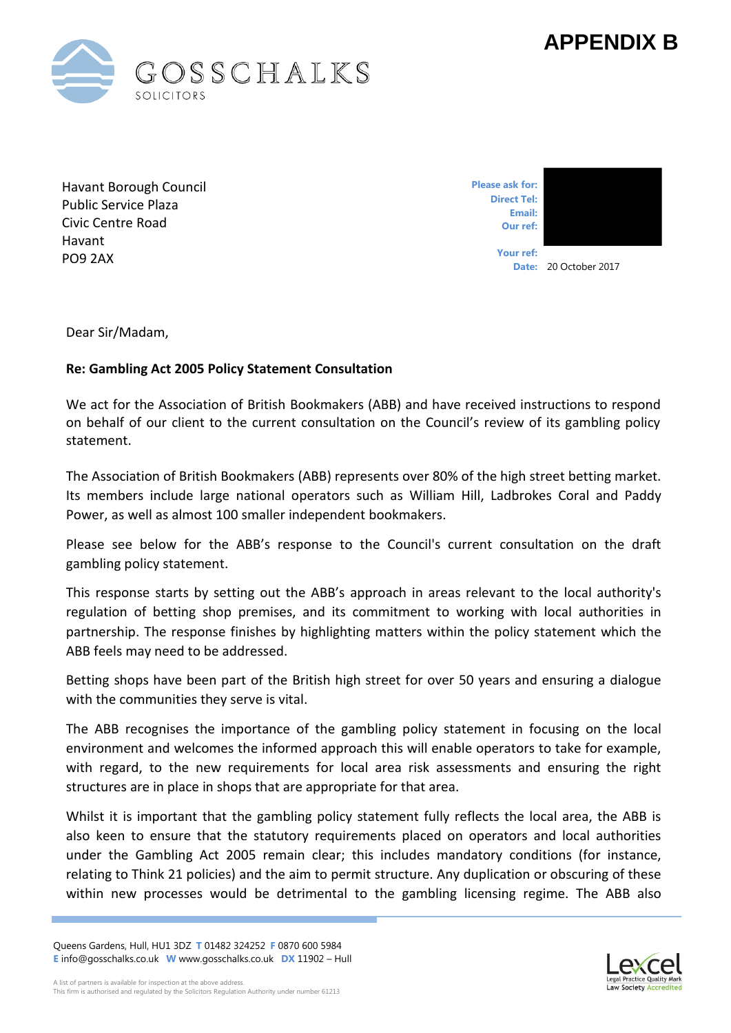**APPENDIX B**

GOSSCHALKS
SOLICITORS

Havant Borough Council
Public Service Plaza
Civic Centre Road
Havant
PO9 2AX

**Please ask for:**
**Direct Tel:**
**Email:**
**Our ref:**

**Your ref:**
**Date:** 20 October 2017

Dear Sir/Madam,

**Re: Gambling Act 2005 Policy Statement Consultation**

We act for the Association of British Bookmakers (ABB) and have received instructions to respond on behalf of our client to the current consultation on the Council's review of its gambling policy statement.

The Association of British Bookmakers (ABB) represents over 80% of the high street betting market. Its members include large national operators such as William Hill, Ladbrokes Coral and Paddy Power, as well as almost 100 smaller independent bookmakers.

Please see below for the ABB's response to the Council's current consultation on the draft gambling policy statement.

This response starts by setting out the ABB's approach in areas relevant to the local authority's regulation of betting shop premises, and its commitment to working with local authorities in partnership. The response finishes by highlighting matters within the policy statement which the ABB feels may need to be addressed.

Betting shops have been part of the British high street for over 50 years and ensuring a dialogue with the communities they serve is vital.

The ABB recognises the importance of the gambling policy statement in focusing on the local environment and welcomes the informed approach this will enable operators to take for example, with regard, to the new requirements for local area risk assessments and ensuring the right structures are in place in shops that are appropriate for that area.

Whilst it is important that the gambling policy statement fully reflects the local area, the ABB is also keen to ensure that the statutory requirements placed on operators and local authorities under the Gambling Act 2005 remain clear; this includes mandatory conditions (for instance, relating to Think 21 policies) and the aim to permit structure. Any duplication or obscuring of these within new processes would be detrimental to the gambling licensing regime. The ABB also

Queens Gardens, Hull, HU1 3DZ **T** 01482 324252 **F** 0870 600 5984
**E** info@gosschalks.co.uk **W** www.gosschalks.co.uk **DX** 11902 – Hull

A list of partners is available for inspection at the above address.
This firm is authorised and regulated by the Solicitors Regulation Authority under number 61213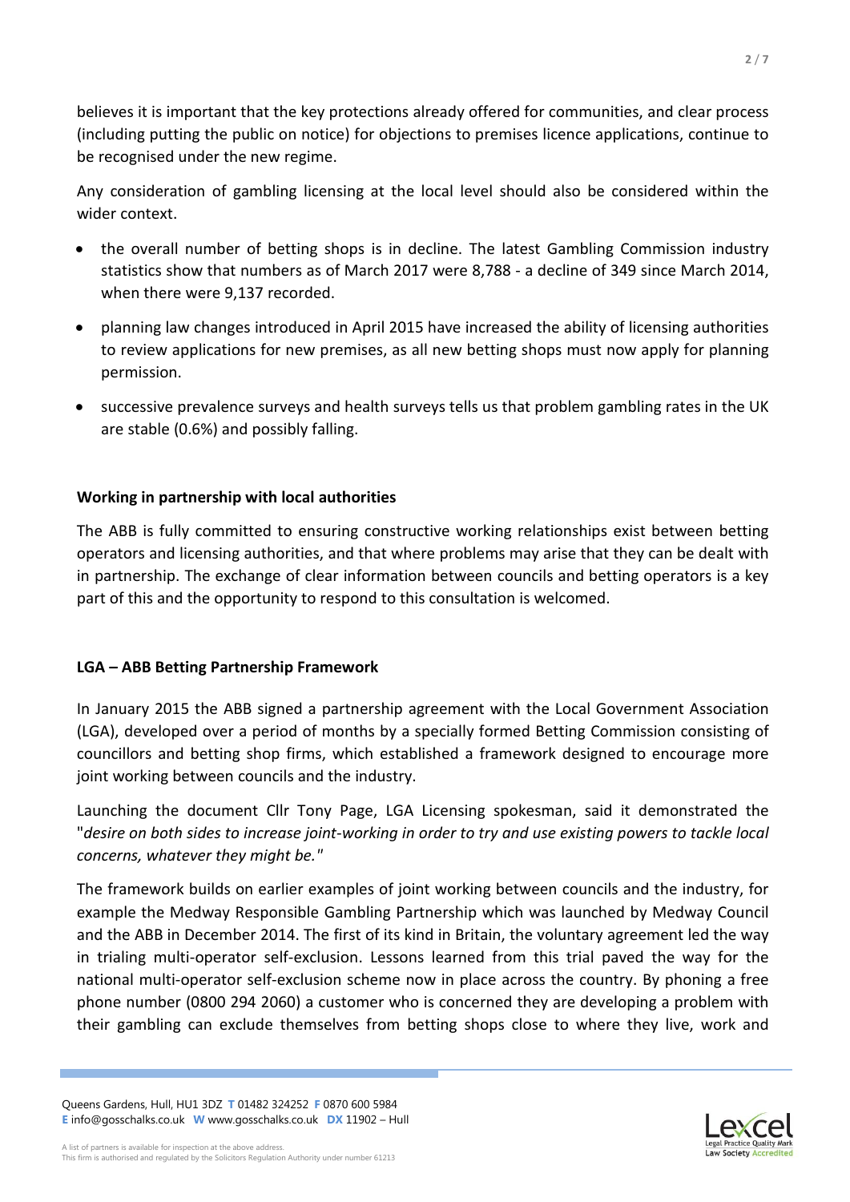believes it is important that the key protections already offered for communities, and clear process (including putting the public on notice) for objections to premises licence applications, continue to be recognised under the new regime.

Any consideration of gambling licensing at the local level should also be considered within the wider context.

- the overall number of betting shops is in decline. The latest Gambling Commission industry statistics show that numbers as of March 2017 were 8,788 - a decline of 349 since March 2014, when there were 9,137 recorded.
- planning law changes introduced in April 2015 have increased the ability of licensing authorities to review applications for new premises, as all new betting shops must now apply for planning permission.
- successive prevalence surveys and health surveys tells us that problem gambling rates in the UK are stable (0.6%) and possibly falling.

**Working in partnership with local authorities**

The ABB is fully committed to ensuring constructive working relationships exist between betting operators and licensing authorities, and that where problems may arise that they can be dealt with in partnership. The exchange of clear information between councils and betting operators is a key part of this and the opportunity to respond to this consultation is welcomed.

**LGA – ABB Betting Partnership Framework**

In January 2015 the ABB signed a partnership agreement with the Local Government Association (LGA), developed over a period of months by a specially formed Betting Commission consisting of councillors and betting shop firms, which established a framework designed to encourage more joint working between councils and the industry.

Launching the document Cllr Tony Page, LGA Licensing spokesman, said it demonstrated the "*desire on both sides to increase joint-working in order to try and use existing powers to tackle local concerns, whatever they might be."*

The framework builds on earlier examples of joint working between councils and the industry, for example the Medway Responsible Gambling Partnership which was launched by Medway Council and the ABB in December 2014. The first of its kind in Britain, the voluntary agreement led the way in trialing multi-operator self-exclusion. Lessons learned from this trial paved the way for the national multi-operator self-exclusion scheme now in place across the country. By phoning a free phone number (0800 294 2060) a customer who is concerned they are developing a problem with their gambling can exclude themselves from betting shops close to where they live, work and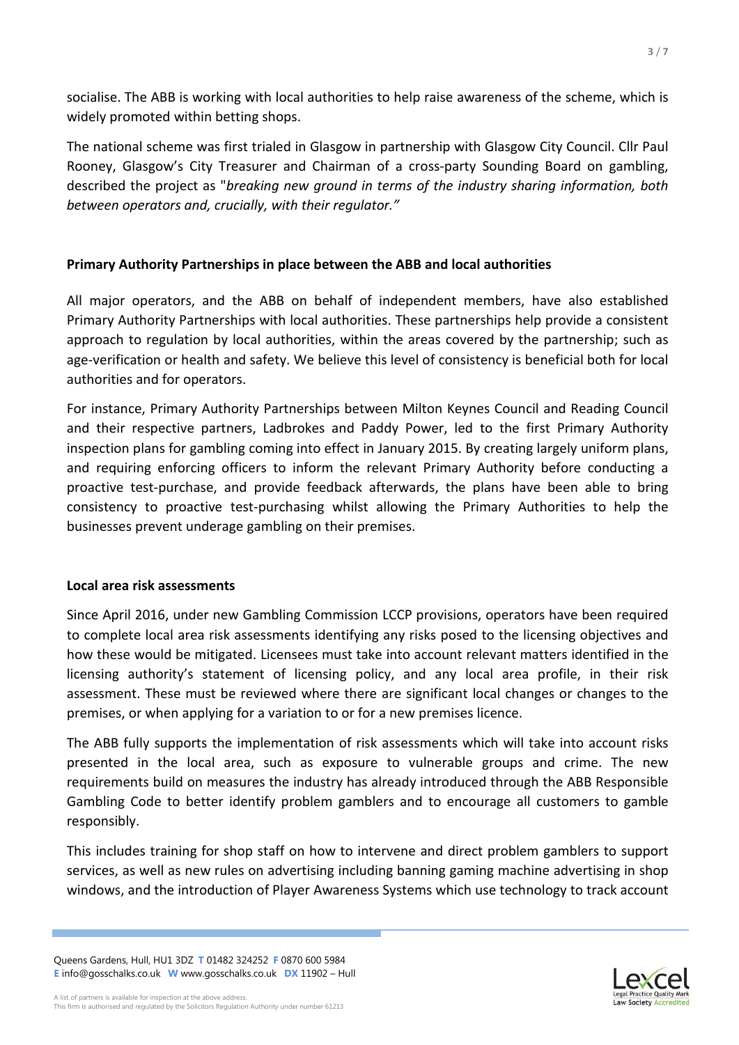socialise. The ABB is working with local authorities to help raise awareness of the scheme, which is widely promoted within betting shops.

The national scheme was first trialed in Glasgow in partnership with Glasgow City Council. Cllr Paul Rooney, Glasgow's City Treasurer and Chairman of a cross-party Sounding Board on gambling, described the project as "*breaking new ground in terms of the industry sharing information, both between operators and, crucially, with their regulator."*

**Primary Authority Partnerships in place between the ABB and local authorities**

All major operators, and the ABB on behalf of independent members, have also established Primary Authority Partnerships with local authorities. These partnerships help provide a consistent approach to regulation by local authorities, within the areas covered by the partnership; such as age-verification or health and safety. We believe this level of consistency is beneficial both for local authorities and for operators.

For instance, Primary Authority Partnerships between Milton Keynes Council and Reading Council and their respective partners, Ladbrokes and Paddy Power, led to the first Primary Authority inspection plans for gambling coming into effect in January 2015. By creating largely uniform plans, and requiring enforcing officers to inform the relevant Primary Authority before conducting a proactive test-purchase, and provide feedback afterwards, the plans have been able to bring consistency to proactive test-purchasing whilst allowing the Primary Authorities to help the businesses prevent underage gambling on their premises.

**Local area risk assessments**

Since April 2016, under new Gambling Commission LCCP provisions, operators have been required to complete local area risk assessments identifying any risks posed to the licensing objectives and how these would be mitigated. Licensees must take into account relevant matters identified in the licensing authority's statement of licensing policy, and any local area profile, in their risk assessment. These must be reviewed where there are significant local changes or changes to the premises, or when applying for a variation to or for a new premises licence.

The ABB fully supports the implementation of risk assessments which will take into account risks presented in the local area, such as exposure to vulnerable groups and crime. The new requirements build on measures the industry has already introduced through the ABB Responsible Gambling Code to better identify problem gamblers and to encourage all customers to gamble responsibly.

This includes training for shop staff on how to intervene and direct problem gamblers to support services, as well as new rules on advertising including banning gaming machine advertising in shop windows, and the introduction of Player Awareness Systems which use technology to track account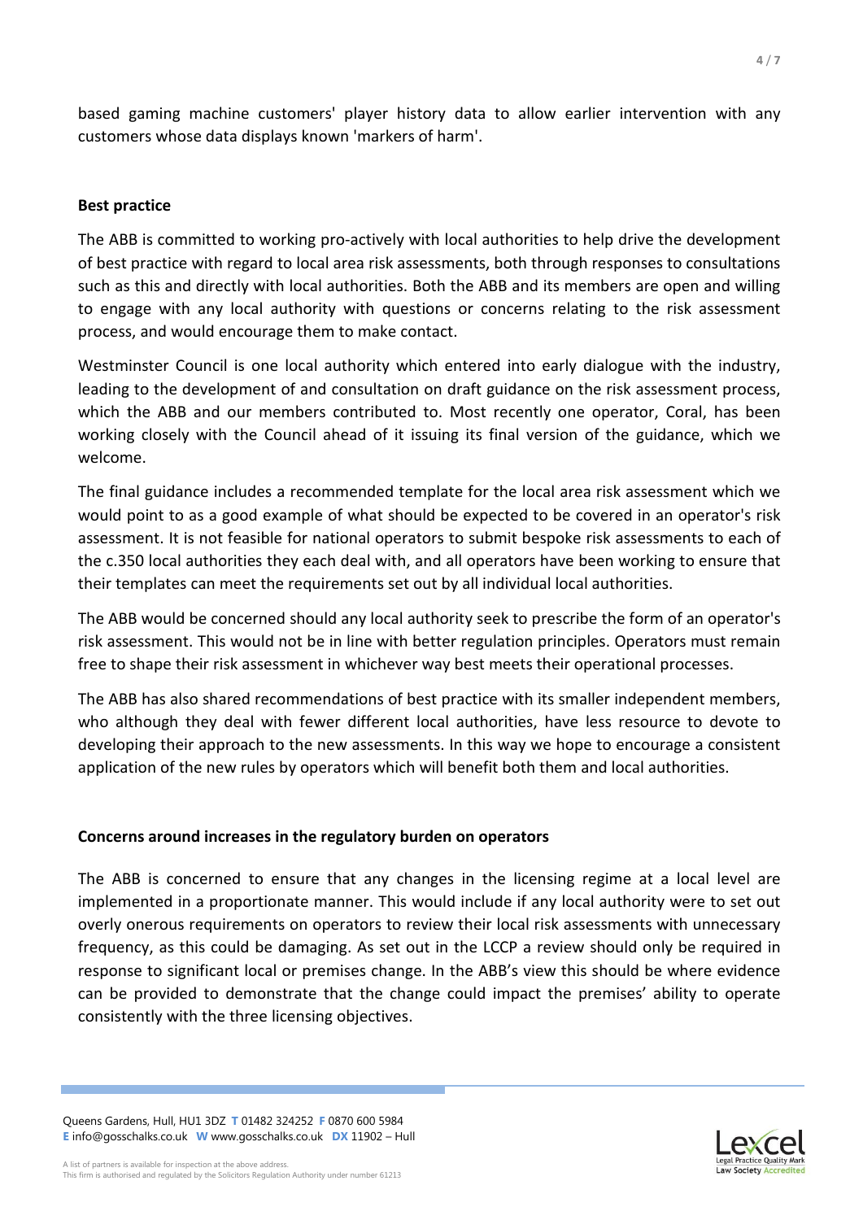based gaming machine customers' player history data to allow earlier intervention with any customers whose data displays known 'markers of harm'.

**Best practice**

The ABB is committed to working pro-actively with local authorities to help drive the development of best practice with regard to local area risk assessments, both through responses to consultations such as this and directly with local authorities. Both the ABB and its members are open and willing to engage with any local authority with questions or concerns relating to the risk assessment process, and would encourage them to make contact.

Westminster Council is one local authority which entered into early dialogue with the industry, leading to the development of and consultation on draft guidance on the risk assessment process, which the ABB and our members contributed to. Most recently one operator, Coral, has been working closely with the Council ahead of it issuing its final version of the guidance, which we welcome.

The final guidance includes a recommended template for the local area risk assessment which we would point to as a good example of what should be expected to be covered in an operator's risk assessment. It is not feasible for national operators to submit bespoke risk assessments to each of the c.350 local authorities they each deal with, and all operators have been working to ensure that their templates can meet the requirements set out by all individual local authorities.

The ABB would be concerned should any local authority seek to prescribe the form of an operator's risk assessment. This would not be in line with better regulation principles. Operators must remain free to shape their risk assessment in whichever way best meets their operational processes.

The ABB has also shared recommendations of best practice with its smaller independent members, who although they deal with fewer different local authorities, have less resource to devote to developing their approach to the new assessments. In this way we hope to encourage a consistent application of the new rules by operators which will benefit both them and local authorities.

**Concerns around increases in the regulatory burden on operators**

The ABB is concerned to ensure that any changes in the licensing regime at a local level are implemented in a proportionate manner. This would include if any local authority were to set out overly onerous requirements on operators to review their local risk assessments with unnecessary frequency, as this could be damaging. As set out in the LCCP a review should only be required in response to significant local or premises change. In the ABB's view this should be where evidence can be provided to demonstrate that the change could impact the premises' ability to operate consistently with the three licensing objectives.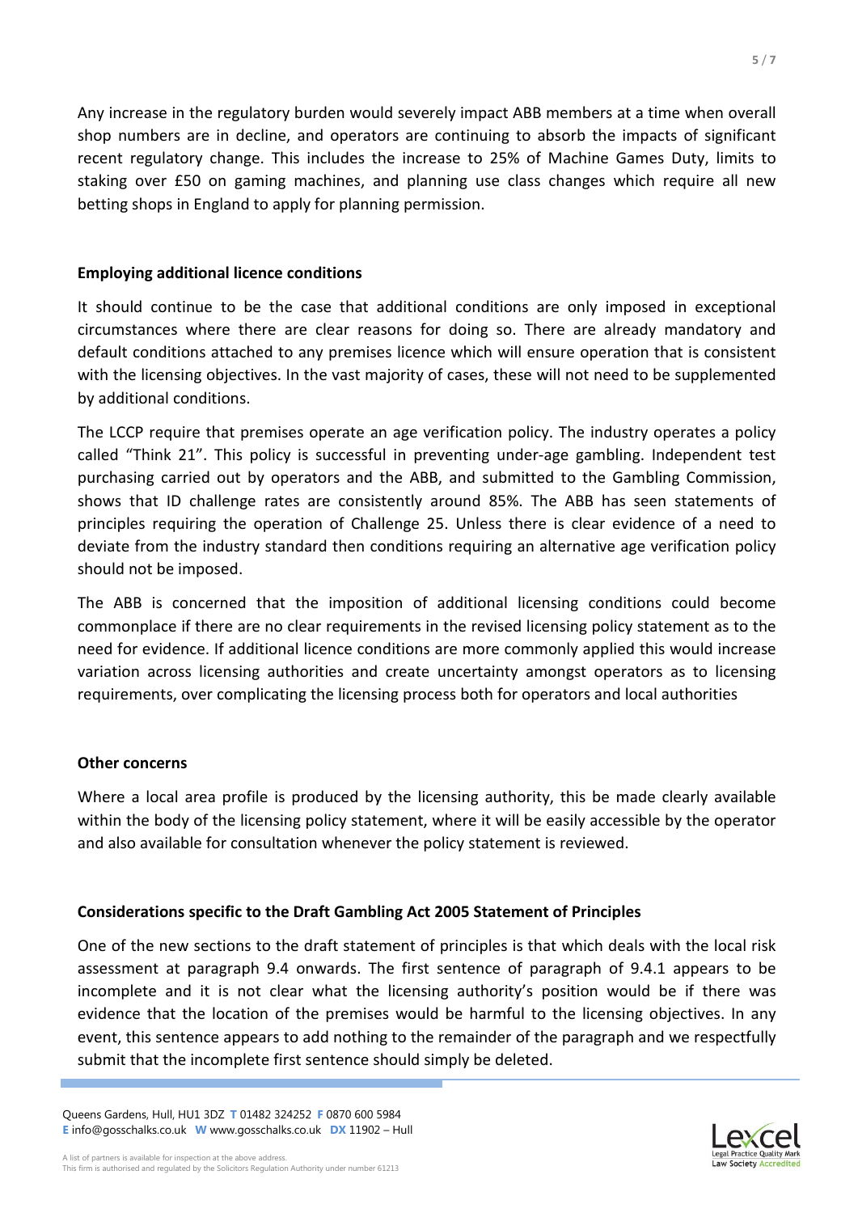Any increase in the regulatory burden would severely impact ABB members at a time when overall shop numbers are in decline, and operators are continuing to absorb the impacts of significant recent regulatory change. This includes the increase to 25% of Machine Games Duty, limits to staking over £50 on gaming machines, and planning use class changes which require all new betting shops in England to apply for planning permission.

**Employing additional licence conditions**

It should continue to be the case that additional conditions are only imposed in exceptional circumstances where there are clear reasons for doing so. There are already mandatory and default conditions attached to any premises licence which will ensure operation that is consistent with the licensing objectives. In the vast majority of cases, these will not need to be supplemented by additional conditions.

The LCCP require that premises operate an age verification policy. The industry operates a policy called "Think 21". This policy is successful in preventing under-age gambling. Independent test purchasing carried out by operators and the ABB, and submitted to the Gambling Commission, shows that ID challenge rates are consistently around 85%. The ABB has seen statements of principles requiring the operation of Challenge 25. Unless there is clear evidence of a need to deviate from the industry standard then conditions requiring an alternative age verification policy should not be imposed.

The ABB is concerned that the imposition of additional licensing conditions could become commonplace if there are no clear requirements in the revised licensing policy statement as to the need for evidence. If additional licence conditions are more commonly applied this would increase variation across licensing authorities and create uncertainty amongst operators as to licensing requirements, over complicating the licensing process both for operators and local authorities

**Other concerns**

Where a local area profile is produced by the licensing authority, this be made clearly available within the body of the licensing policy statement, where it will be easily accessible by the operator and also available for consultation whenever the policy statement is reviewed.

**Considerations specific to the Draft Gambling Act 2005 Statement of Principles**

One of the new sections to the draft statement of principles is that which deals with the local risk assessment at paragraph 9.4 onwards. The first sentence of paragraph of 9.4.1 appears to be incomplete and it is not clear what the licensing authority's position would be if there was evidence that the location of the premises would be harmful to the licensing objectives. In any event, this sentence appears to add nothing to the remainder of the paragraph and we respectfully submit that the incomplete first sentence should simply be deleted.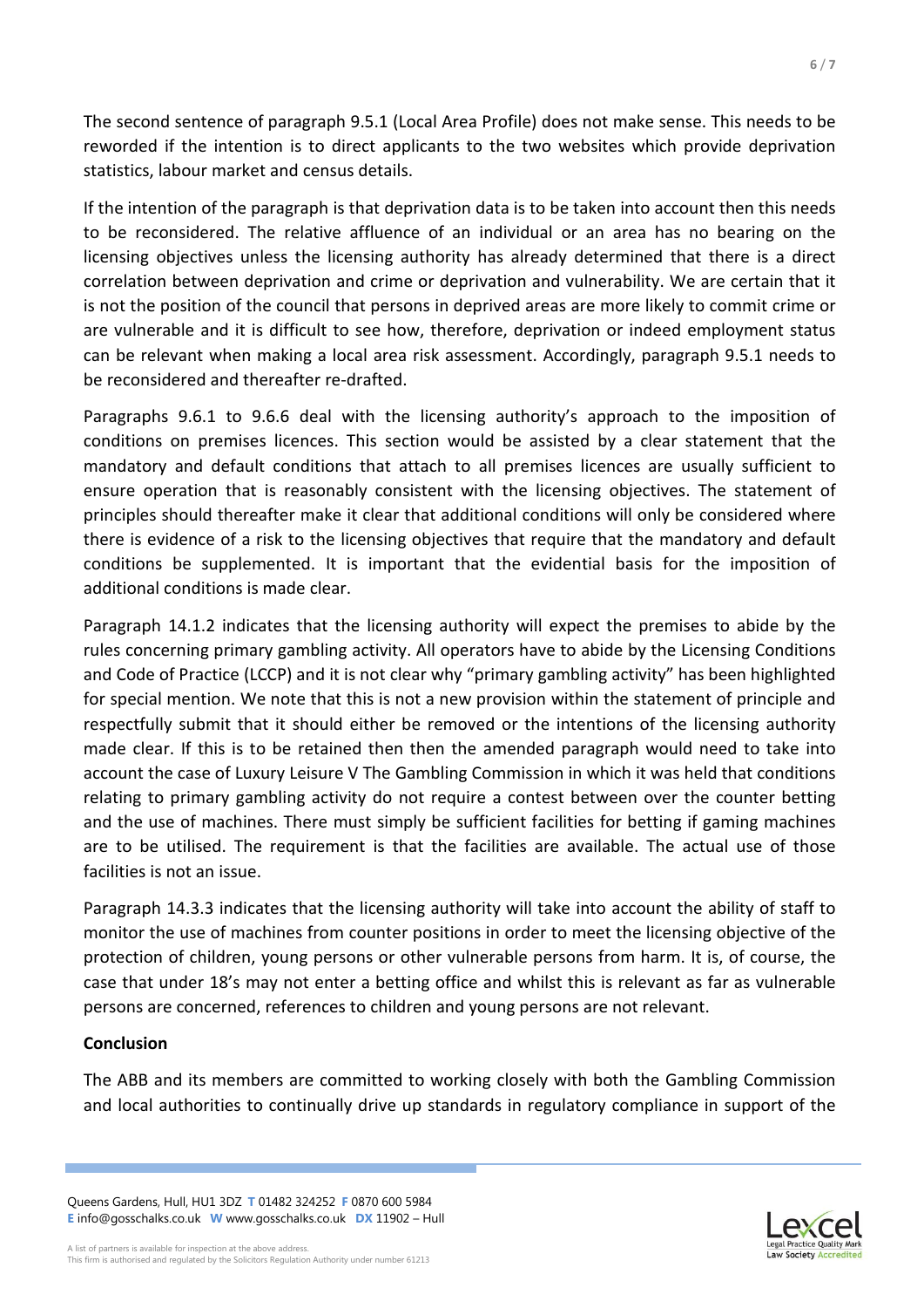The second sentence of paragraph 9.5.1 (Local Area Profile) does not make sense. This needs to be reworded if the intention is to direct applicants to the two websites which provide deprivation statistics, labour market and census details.

If the intention of the paragraph is that deprivation data is to be taken into account then this needs to be reconsidered. The relative affluence of an individual or an area has no bearing on the licensing objectives unless the licensing authority has already determined that there is a direct correlation between deprivation and crime or deprivation and vulnerability. We are certain that it is not the position of the council that persons in deprived areas are more likely to commit crime or are vulnerable and it is difficult to see how, therefore, deprivation or indeed employment status can be relevant when making a local area risk assessment. Accordingly, paragraph 9.5.1 needs to be reconsidered and thereafter re-drafted.

Paragraphs 9.6.1 to 9.6.6 deal with the licensing authority's approach to the imposition of conditions on premises licences. This section would be assisted by a clear statement that the mandatory and default conditions that attach to all premises licences are usually sufficient to ensure operation that is reasonably consistent with the licensing objectives. The statement of principles should thereafter make it clear that additional conditions will only be considered where there is evidence of a risk to the licensing objectives that require that the mandatory and default conditions be supplemented. It is important that the evidential basis for the imposition of additional conditions is made clear.

Paragraph 14.1.2 indicates that the licensing authority will expect the premises to abide by the rules concerning primary gambling activity. All operators have to abide by the Licensing Conditions and Code of Practice (LCCP) and it is not clear why "primary gambling activity" has been highlighted for special mention. We note that this is not a new provision within the statement of principle and respectfully submit that it should either be removed or the intentions of the licensing authority made clear. If this is to be retained then then the amended paragraph would need to take into account the case of Luxury Leisure V The Gambling Commission in which it was held that conditions relating to primary gambling activity do not require a contest between over the counter betting and the use of machines. There must simply be sufficient facilities for betting if gaming machines are to be utilised. The requirement is that the facilities are available. The actual use of those facilities is not an issue.

Paragraph 14.3.3 indicates that the licensing authority will take into account the ability of staff to monitor the use of machines from counter positions in order to meet the licensing objective of the protection of children, young persons or other vulnerable persons from harm. It is, of course, the case that under 18's may not enter a betting office and whilst this is relevant as far as vulnerable persons are concerned, references to children and young persons are not relevant.

**Conclusion**

The ABB and its members are committed to working closely with both the Gambling Commission and local authorities to continually drive up standards in regulatory compliance in support of the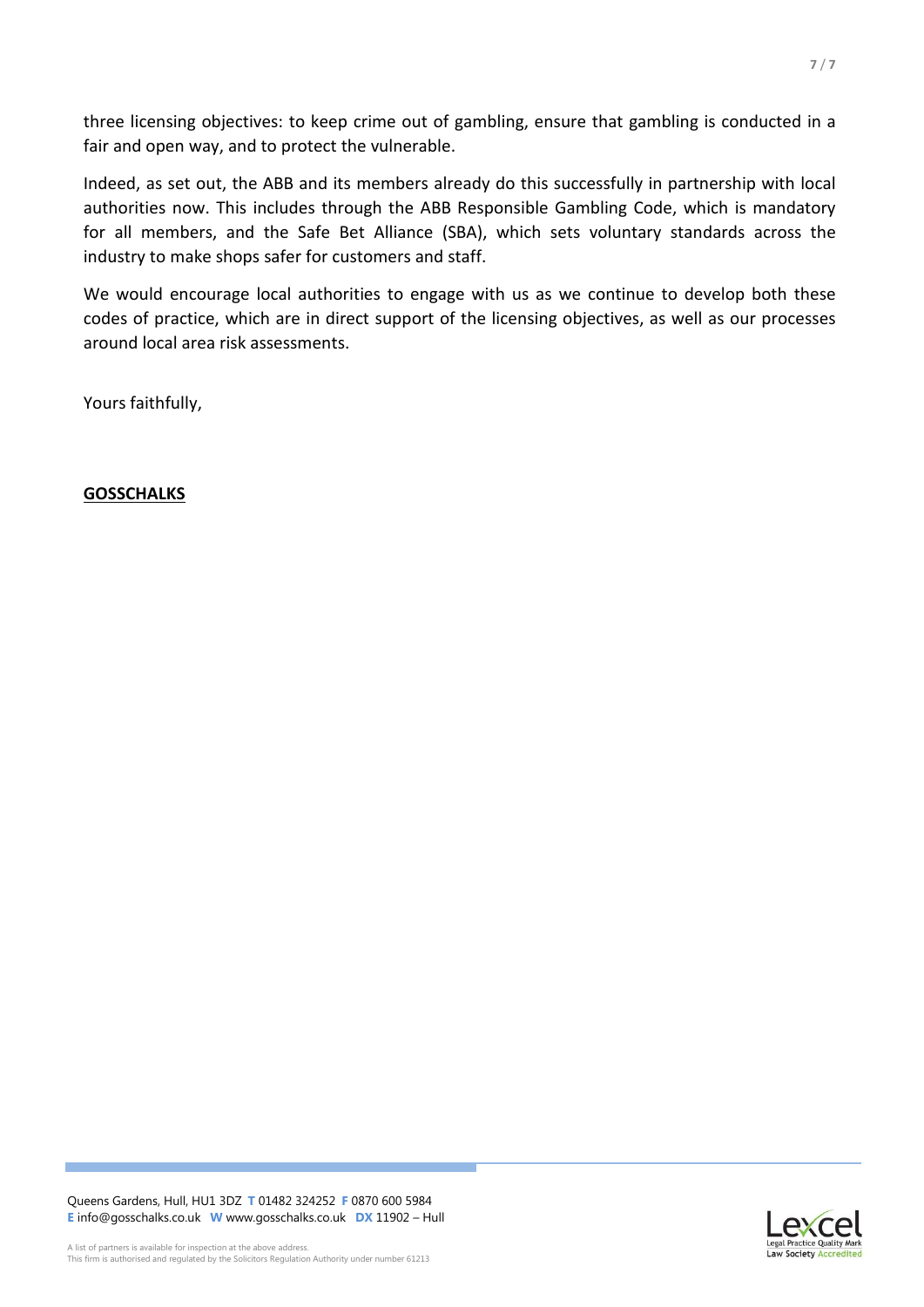three licensing objectives: to keep crime out of gambling, ensure that gambling is conducted in a fair and open way, and to protect the vulnerable.

Indeed, as set out, the ABB and its members already do this successfully in partnership with local authorities now. This includes through the ABB Responsible Gambling Code, which is mandatory for all members, and the Safe Bet Alliance (SBA), which sets voluntary standards across the industry to make shops safer for customers and staff.

We would encourage local authorities to engage with us as we continue to develop both these codes of practice, which are in direct support of the licensing objectives, as well as our processes around local area risk assessments.

Yours faithfully,

**GOSSCHALKS**

Queens Gardens, Hull, HU1 3DZ **T** 01482 324252 **F** 0870 600 5984
**E** info@gosschalks.co.uk **W** www.gosschalks.co.uk **DX** 11902 – Hull

A list of partners is available for inspection at the above address.
This firm is authorised and regulated by the Solicitors Regulation Authority under number 61213

Lexcel
Legal Practice Quality Mark
Law Society Accredited